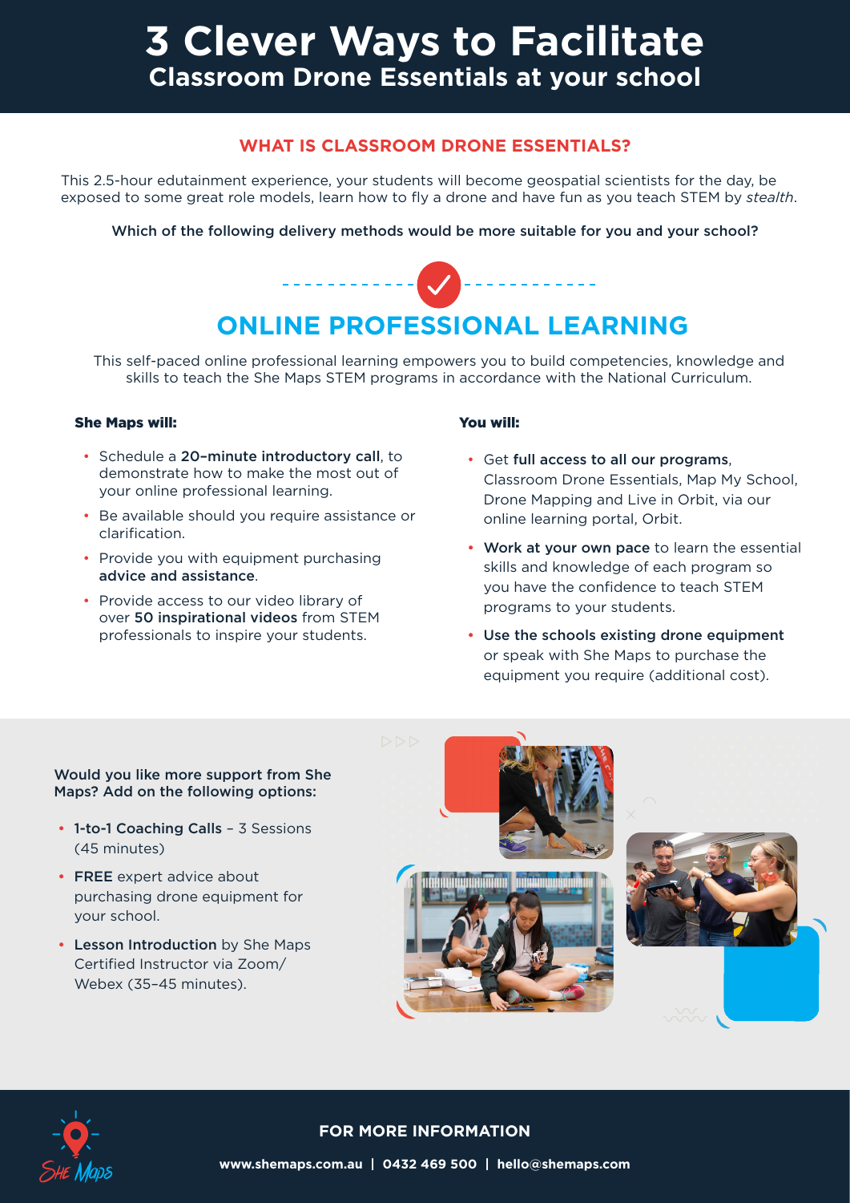# 3 Clever Ways to Facilitate
## Classroom Drone Essentials at your school

### WHAT IS CLASSROOM DRONE ESSENTIALS?

This 2.5-hour edutainment experience, your students will become geospatial scientists for the day, be exposed to some great role models, learn how to fly a drone and have fun as you teach STEM by *stealth*.

**Which of the following delivery methods would be more suitable for you and your school?**

## ONLINE PROFESSIONAL LEARNING

This self-paced online professional learning empowers you to build competencies, knowledge and skills to teach the She Maps STEM programs in accordance with the National Curriculum.

**She Maps will:**

- Schedule a **20-minute introductory call**, to demonstrate how to make the most out of your online professional learning.
- Be available should you require assistance or clarification.
- Provide you with equipment purchasing **advice and assistance**.
- Provide access to our video library of over **50 inspirational videos** from STEM professionals to inspire your students.

**You will:**

- Get **full access to all our programs**, Classroom Drone Essentials, Map My School, Drone Mapping and Live in Orbit, via our online learning portal, Orbit.
- **Work at your own pace** to learn the essential skills and knowledge of each program so you have the confidence to teach STEM programs to your students.
- **Use the schools existing drone equipment** or speak with She Maps to purchase the equipment you require (additional cost).

**Would you like more support from She Maps? Add on the following options:**

- **1-to-1 Coaching Calls** – 3 Sessions (45 minutes)
- **FREE** expert advice about purchasing drone equipment for your school.
- **Lesson Introduction** by She Maps Certified Instructor via Zoom/ Webex (35–45 minutes).

**FOR MORE INFORMATION**

**www.shemaps.com.au | 0432 469 500 | hello@shemaps.com**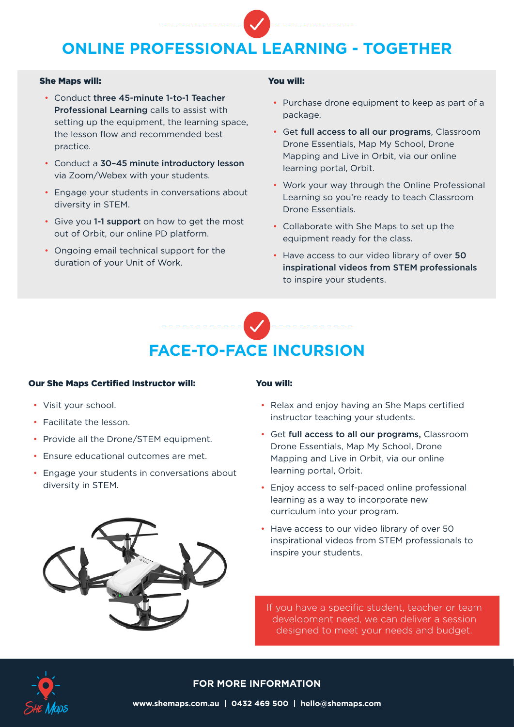# ONLINE PROFESSIONAL LEARNING - TOGETHER

**She Maps will:**

- Conduct **three 45-minute 1-to-1 Teacher Professional Learning** calls to assist with setting up the equipment, the learning space, the lesson flow and recommended best practice.
- Conduct a **30–45 minute introductory lesson** via Zoom/Webex with your students.
- Engage your students in conversations about diversity in STEM.
- Give you **1-1 support** on how to get the most out of Orbit, our online PD platform.
- Ongoing email technical support for the duration of your Unit of Work.

**You will:**

- Purchase drone equipment to keep as part of a package.
- Get **full access to all our programs**, Classroom Drone Essentials, Map My School, Drone Mapping and Live in Orbit, via our online learning portal, Orbit.
- Work your way through the Online Professional Learning so you're ready to teach Classroom Drone Essentials.
- Collaborate with She Maps to set up the equipment ready for the class.
- Have access to our video library of over **50 inspirational videos from STEM professionals** to inspire your students.

# FACE-TO-FACE INCURSION

**Our She Maps Certified Instructor will:**

- Visit your school.
- Facilitate the lesson.
- Provide all the Drone/STEM equipment.
- Ensure educational outcomes are met.
- Engage your students in conversations about diversity in STEM.

**You will:**

- Relax and enjoy having an She Maps certified instructor teaching your students.
- Get **full access to all our programs,** Classroom Drone Essentials, Map My School, Drone Mapping and Live in Orbit, via our online learning portal, Orbit.
- Enjoy access to self-paced online professional learning as a way to incorporate new curriculum into your program.
- Have access to our video library of over 50 inspirational videos from STEM professionals to inspire your students.

If you have a specific student, teacher or team development need, we can deliver a session designed to meet your needs and budget.

**FOR MORE INFORMATION**

**www.shemaps.com.au | 0432 469 500 | hello@shemaps.com**